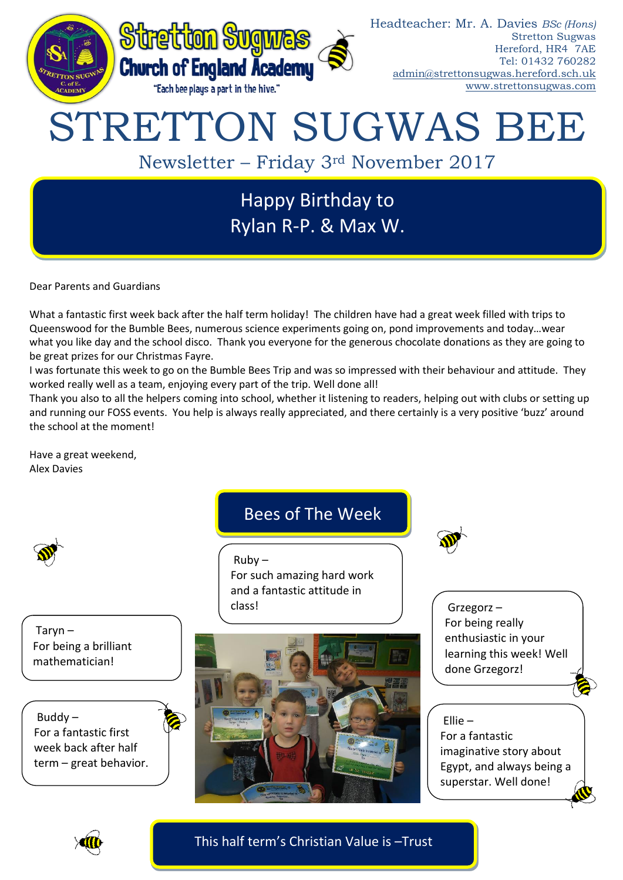Stretton Sugwas Church of England Academy

"Each bee plays a part in the hive."

Headteacher: Mr. A. Davies *BSc (Hons)*
Stretton Sugwas
Hereford, HR4 7AE
Tel: 01432 760282
admin@strettonsugwas.hereford.sch.uk
www.strettonsugwas.com

# STRETTON SUGWAS BEE

## Newsletter – Friday 3rd November 2017

**Happy Birthday to Rylan R-P. & Max W.**

Dear Parents and Guardians

What a fantastic first week back after the half term holiday! The children have had a great week filled with trips to Queenswood for the Bumble Bees, numerous science experiments going on, pond improvements and today…wear what you like day and the school disco. Thank you everyone for the generous chocolate donations as they are going to be great prizes for our Christmas Fayre.

I was fortunate this week to go on the Bumble Bees Trip and was so impressed with their behaviour and attitude. They worked really well as a team, enjoying every part of the trip. Well done all!

Thank you also to all the helpers coming into school, whether it listening to readers, helping out with clubs or setting up and running our FOSS events. You help is always really appreciated, and there certainly is a very positive 'buzz' around the school at the moment!

Have a great weekend,
Alex Davies

## Bees of The Week

Ruby – For such amazing hard work and a fantastic attitude in class!

Taryn – For being a brilliant mathematician!

Grzegorz – For being really enthusiastic in your learning this week! Well done Grzegorz!

Buddy – For a fantastic first week back after half term – great behavior.

Ellie – For a fantastic imaginative story about Egypt, and always being a superstar. Well done!

**This half term's Christian Value is –Trust**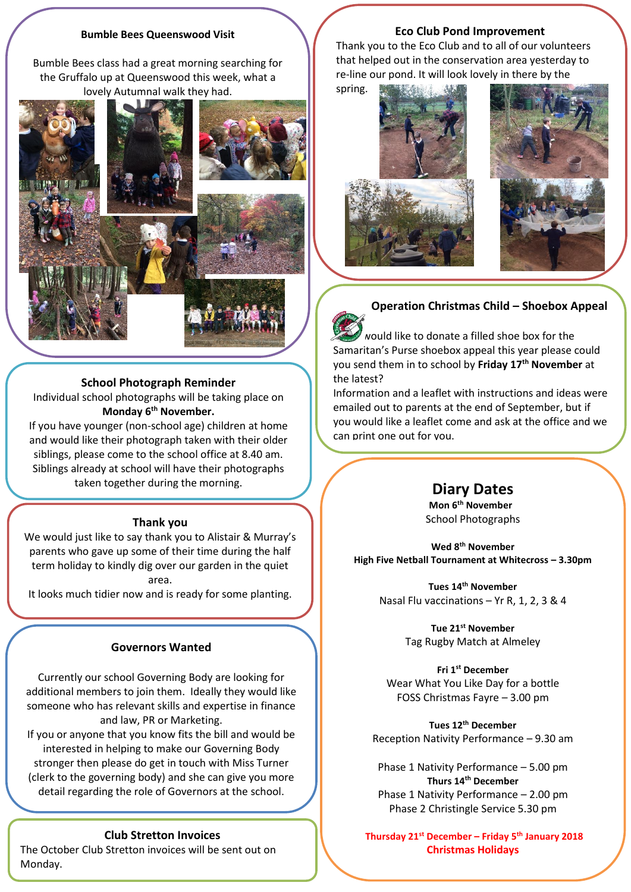### Bumble Bees Queenswood Visit

Bumble Bees class had a great morning searching for the Gruffalo up at Queenswood this week, what a lovely Autumnal walk they had.

### School Photograph Reminder

Individual school photographs will be taking place on **Monday 6th November.**
If you have younger (non-school age) children at home and would like their photograph taken with their older siblings, please come to the school office at 8.40 am. Siblings already at school will have their photographs taken together during the morning.

### Thank you

We would just like to say thank you to Alistair & Murray's parents who gave up some of their time during the half term holiday to kindly dig over our garden in the quiet area.
It looks much tidier now and is ready for some planting.

### Governors Wanted

Currently our school Governing Body are looking for additional members to join them. Ideally they would like someone who has relevant skills and expertise in finance and law, PR or Marketing.
If you or anyone that you know fits the bill and would be interested in helping to make our Governing Body stronger then please do get in touch with Miss Turner (clerk to the governing body) and she can give you more detail regarding the role of Governors at the school.

### Club Stretton Invoices

The October Club Stretton invoices will be sent out on Monday.

### Eco Club Pond Improvement

Thank you to the Eco Club and to all of our volunteers that helped out in the conservation area yesterday to re-line our pond. It will look lovely in there by the spring.

### Operation Christmas Child – Shoebox Appeal

If you would like to donate a filled shoe box for the Samaritan's Purse shoebox appeal this year please could you send them in to school by **Friday 17th November** at the latest?
Information and a leaflet with instructions and ideas were emailed out to parents at the end of September, but if you would like a leaflet come and ask at the office and we can print one out for you.

## Diary Dates

**Mon 6th November**
School Photographs

**Wed 8th November**
**High Five Netball Tournament at Whitecross – 3.30pm**

**Tues 14th November**
Nasal Flu vaccinations – Yr R, 1, 2, 3 & 4

**Tue 21st November**
Tag Rugby Match at Almeley

**Fri 1st December**
Wear What You Like Day for a bottle
FOSS Christmas Fayre – 3.00 pm

**Tues 12th December**
Reception Nativity Performance – 9.30 am

Phase 1 Nativity Performance – 5.00 pm
**Thurs 14th December**
Phase 1 Nativity Performance – 2.00 pm
Phase 2 Christingle Service 5.30 pm

**Thursday 21st December – Friday 5th January 2018**
**Christmas Holidays**